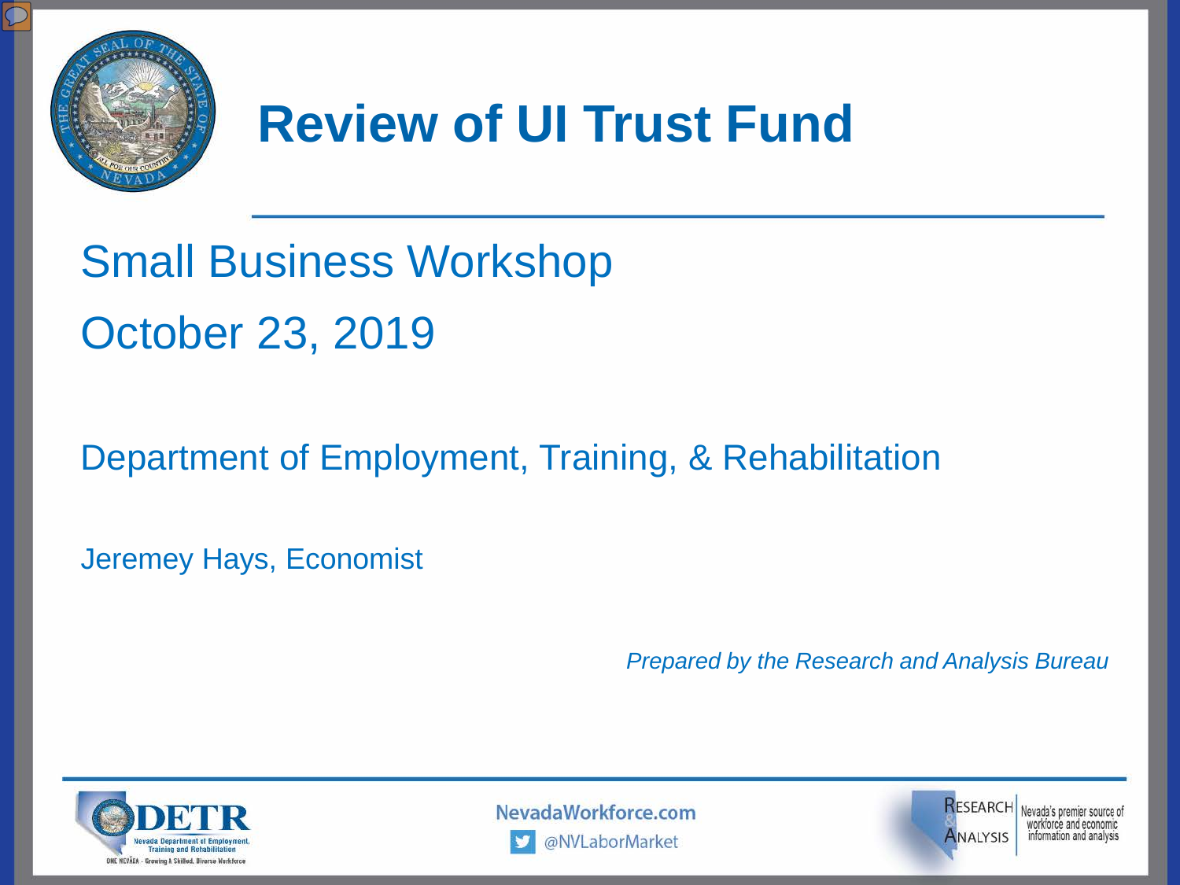# Review of UI Trust Fund

## Small Business Workshop

## October 23, 2019

Department of Employment, Training, & Rehabilitation

Jeremey Hays, Economist

*Prepared by the Research and Analysis Bureau*

DETR Nevada Department of Employment, Training and Rehabilitation
ONE NEVADA - Growing A Skilled, Diverse Workforce

NevadaWorkforce.com

@NVLaborMarket

Research & Analysis — Nevada's premier source of workforce and economic information and analysis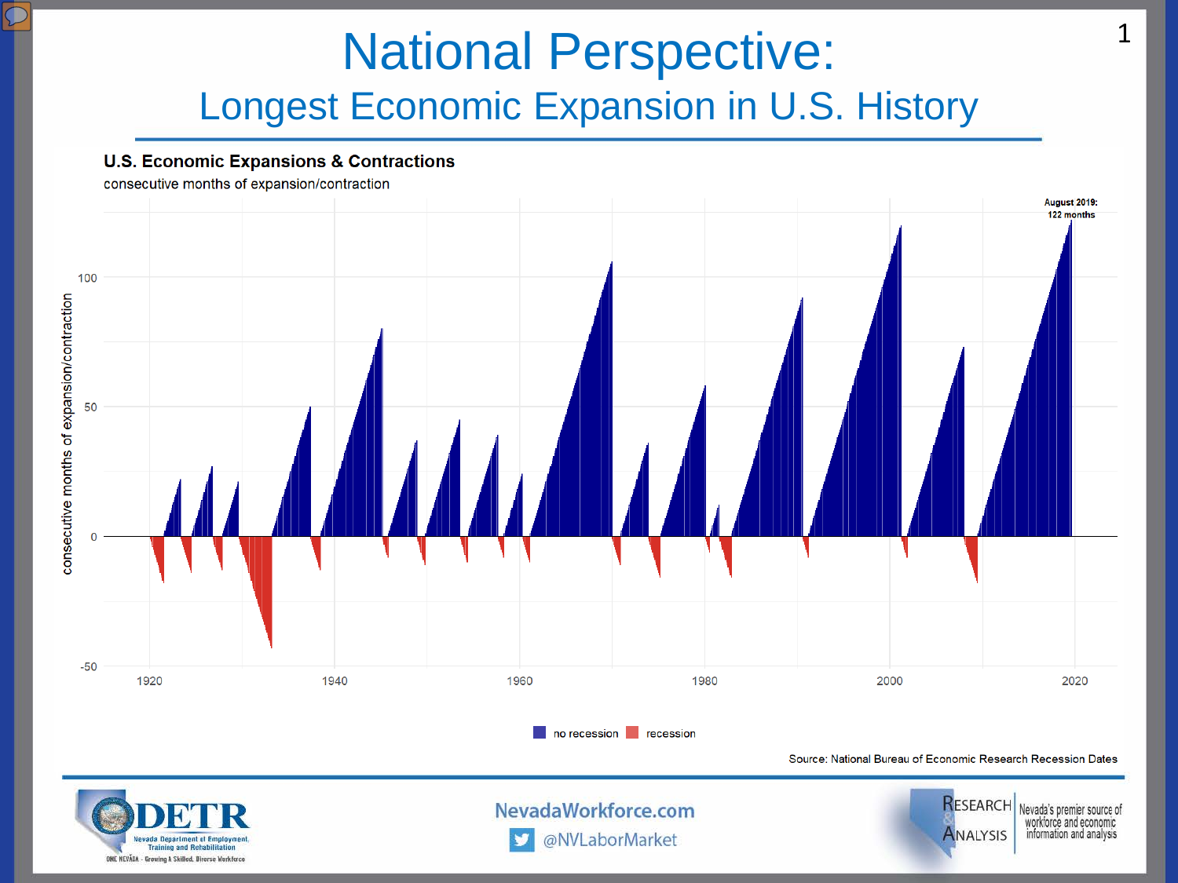# National Perspective:

## Longest Economic Expansion in U.S. History

**U.S. Economic Expansions & Contractions**

consecutive months of expansion/contraction

August 2019: 122 months

no recession | recession

Source: National Bureau of Economic Research Recession Dates

NevadaWorkforce.com

@NVLaborMarket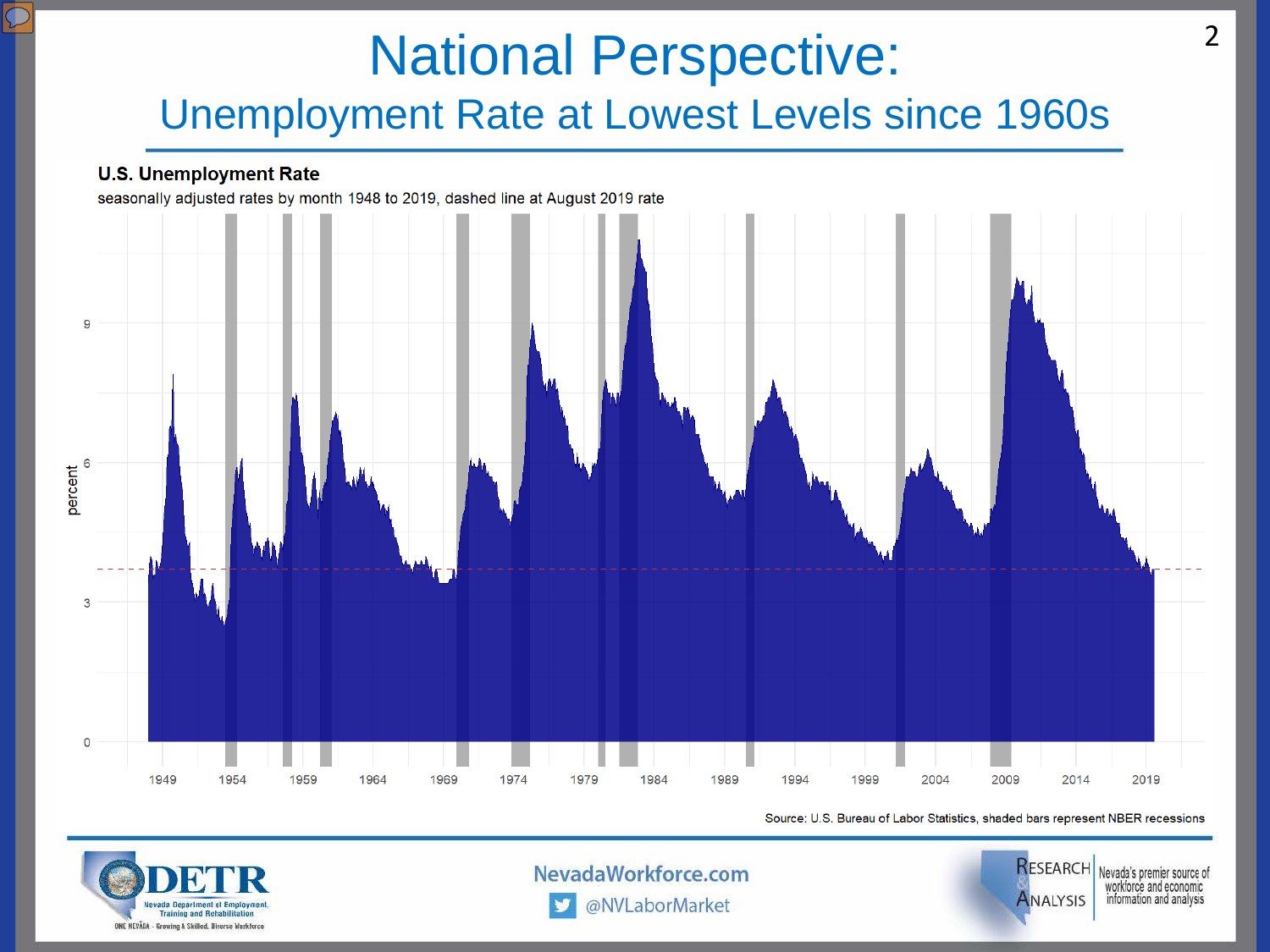# National Perspective:

## Unemployment Rate at Lowest Levels since 1960s

**U.S. Unemployment Rate**

seasonally adjusted rates by month 1948 to 2019, dashed line at August 2019 rate

Source: U.S. Bureau of Labor Statistics, shaded bars represent NBER recessions

NevadaWorkforce.com

@NVLaborMarket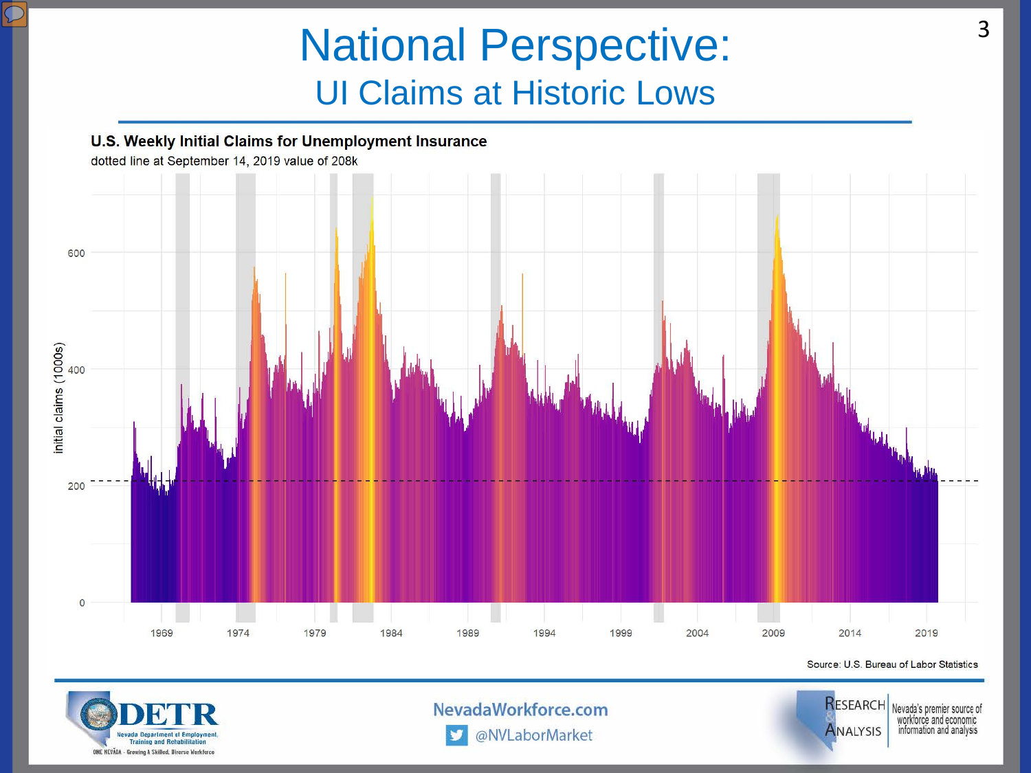# National Perspective:

## UI Claims at Historic Lows

**U.S. Weekly Initial Claims for Unemployment Insurance**

dotted line at September 14, 2019 value of 208k

Source: U.S. Bureau of Labor Statistics

NevadaWorkforce.com

@NVLaborMarket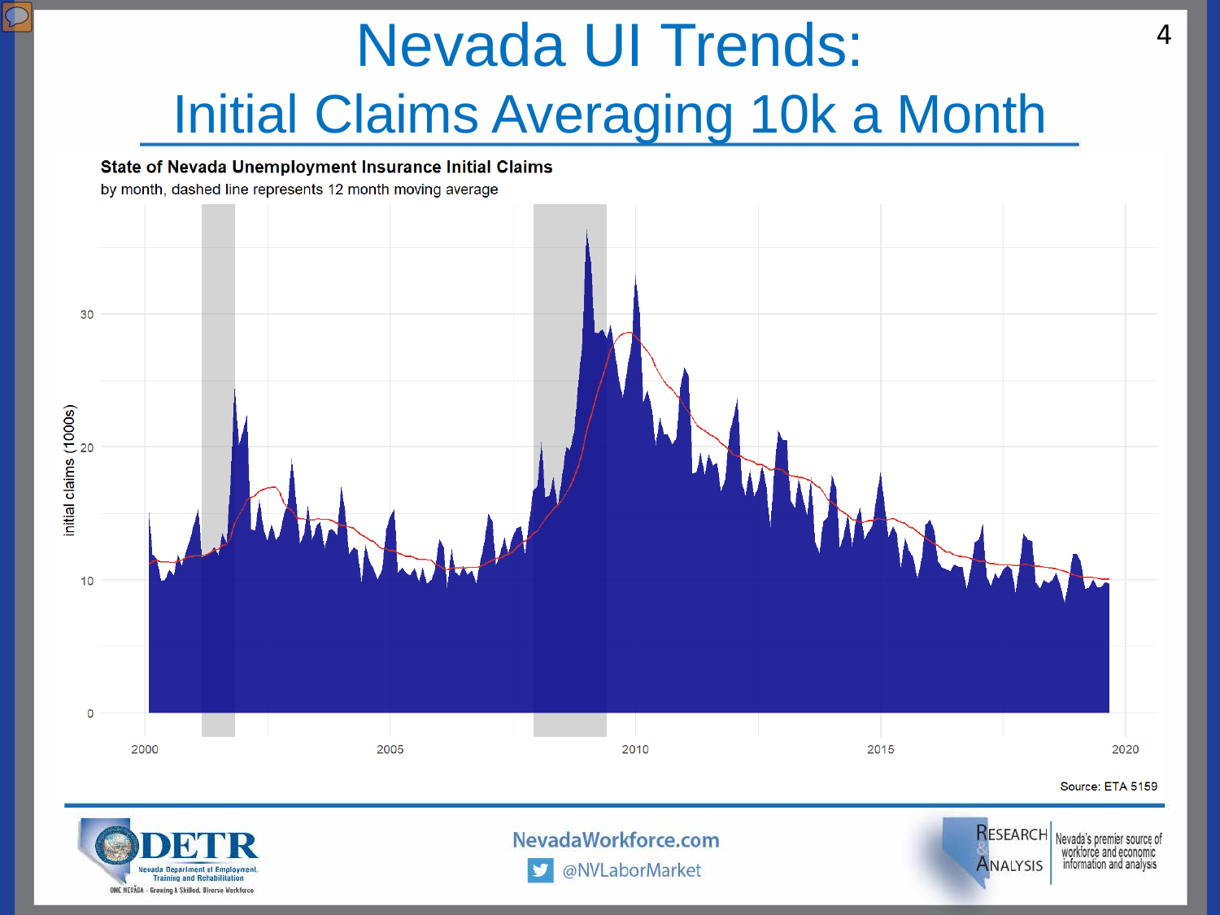# Nevada UI Trends:

## Initial Claims Averaging 10k a Month

**State of Nevada Unemployment Insurance Initial Claims**

by month, dashed line represents 12 month moving average

Source: ETA 5159

NevadaWorkforce.com

@NVLaborMarket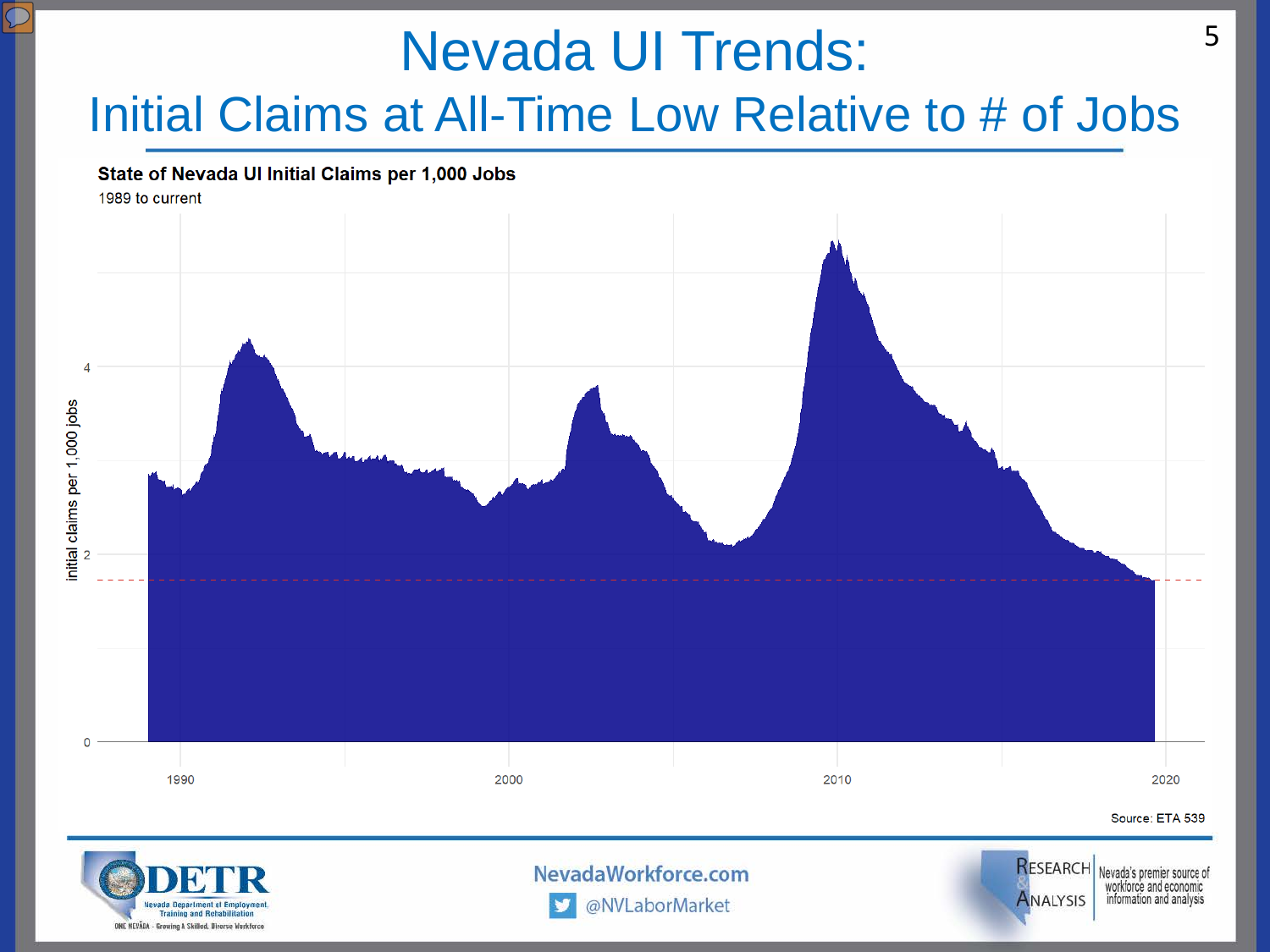# Nevada UI Trends:

## Initial Claims at All-Time Low Relative to # of Jobs

**State of Nevada UI Initial Claims per 1,000 Jobs**

1989 to current

Source: ETA 539

NevadaWorkforce.com

@NVLaborMarket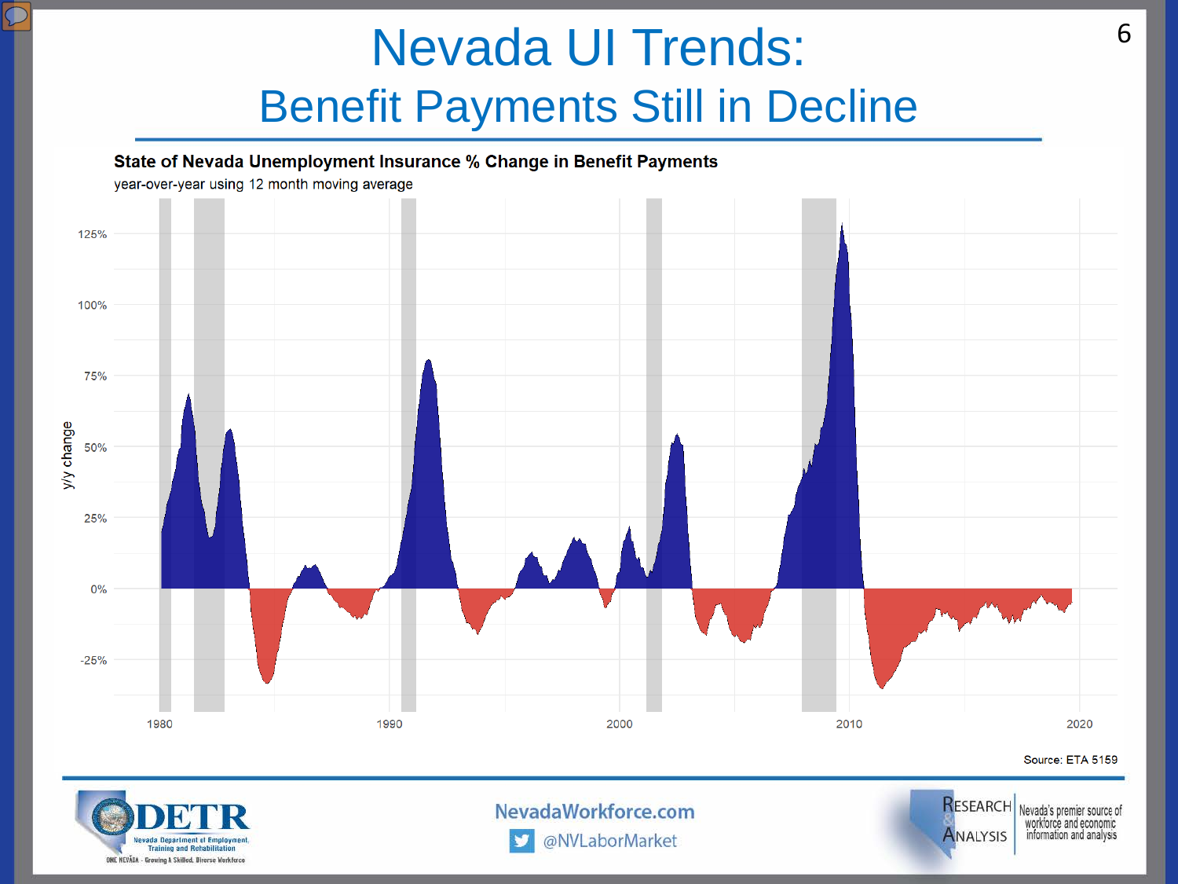# Nevada UI Trends:

## Benefit Payments Still in Decline

**State of Nevada Unemployment Insurance % Change in Benefit Payments**

year-over-year using 12 month moving average

y/y change

125%
100%
75%
50%
25%
0%
-25%

1980 1990 2000 2010 2020

Source: ETA 5159

DETR
Nevada Department of Employment, Training and Rehabilitation
ONE NEVADA - Growing A Skilled, Diverse Workforce

NevadaWorkforce.com
@NVLaborMarket

Research & Analysis
Nevada's premier source of workforce and economic information and analysis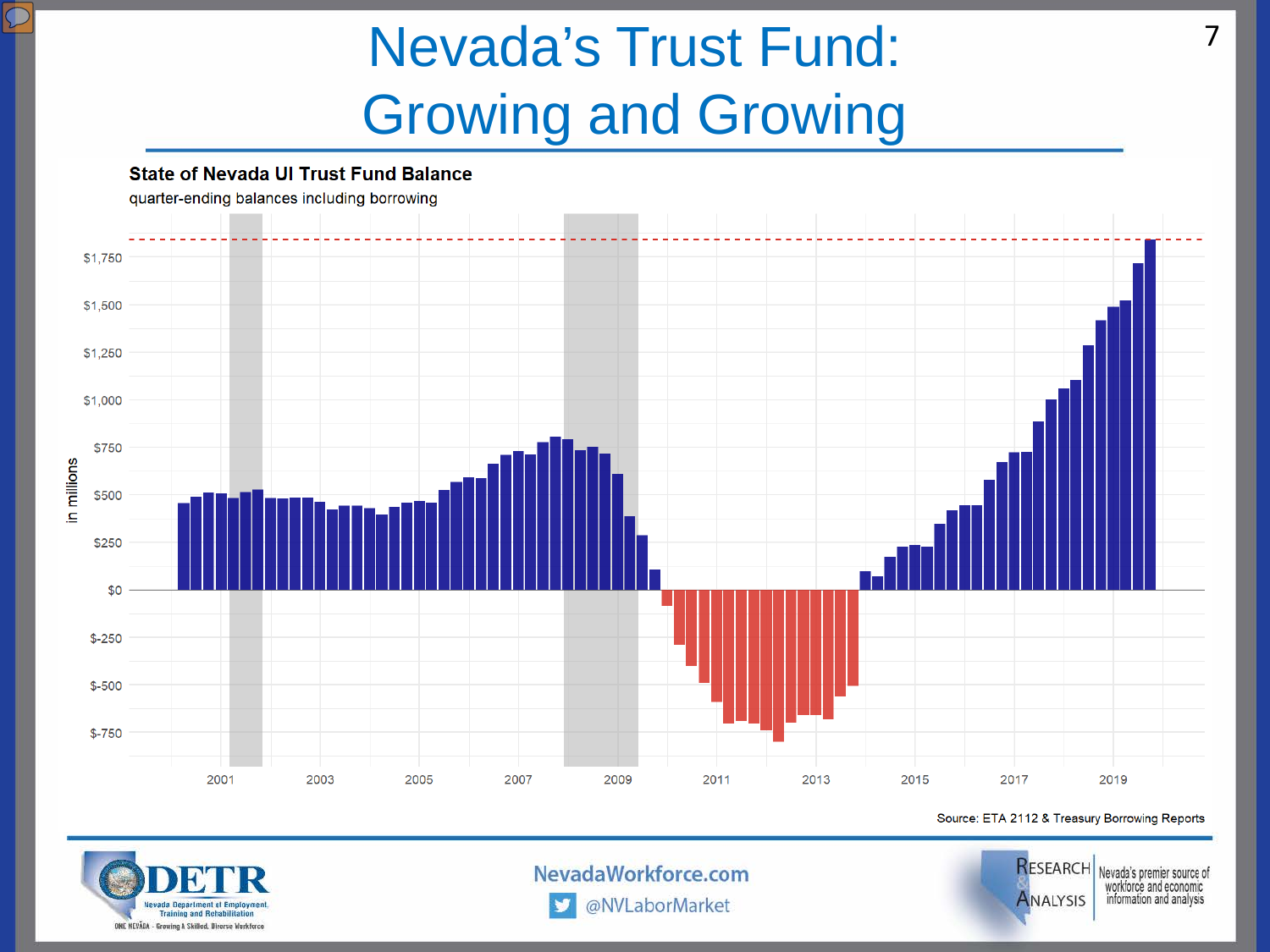# Nevada's Trust Fund: Growing and Growing

**State of Nevada UI Trust Fund Balance**

quarter-ending balances including borrowing

Source: ETA 2112 & Treasury Borrowing Reports

DETR – Nevada Department of Employment, Training and Rehabilitation – ONE NEVADA · Growing A Skilled, Diverse Workforce

NevadaWorkforce.com

@NVLaborMarket

Research & Analysis – Nevada's premier source of workforce and economic information and analysis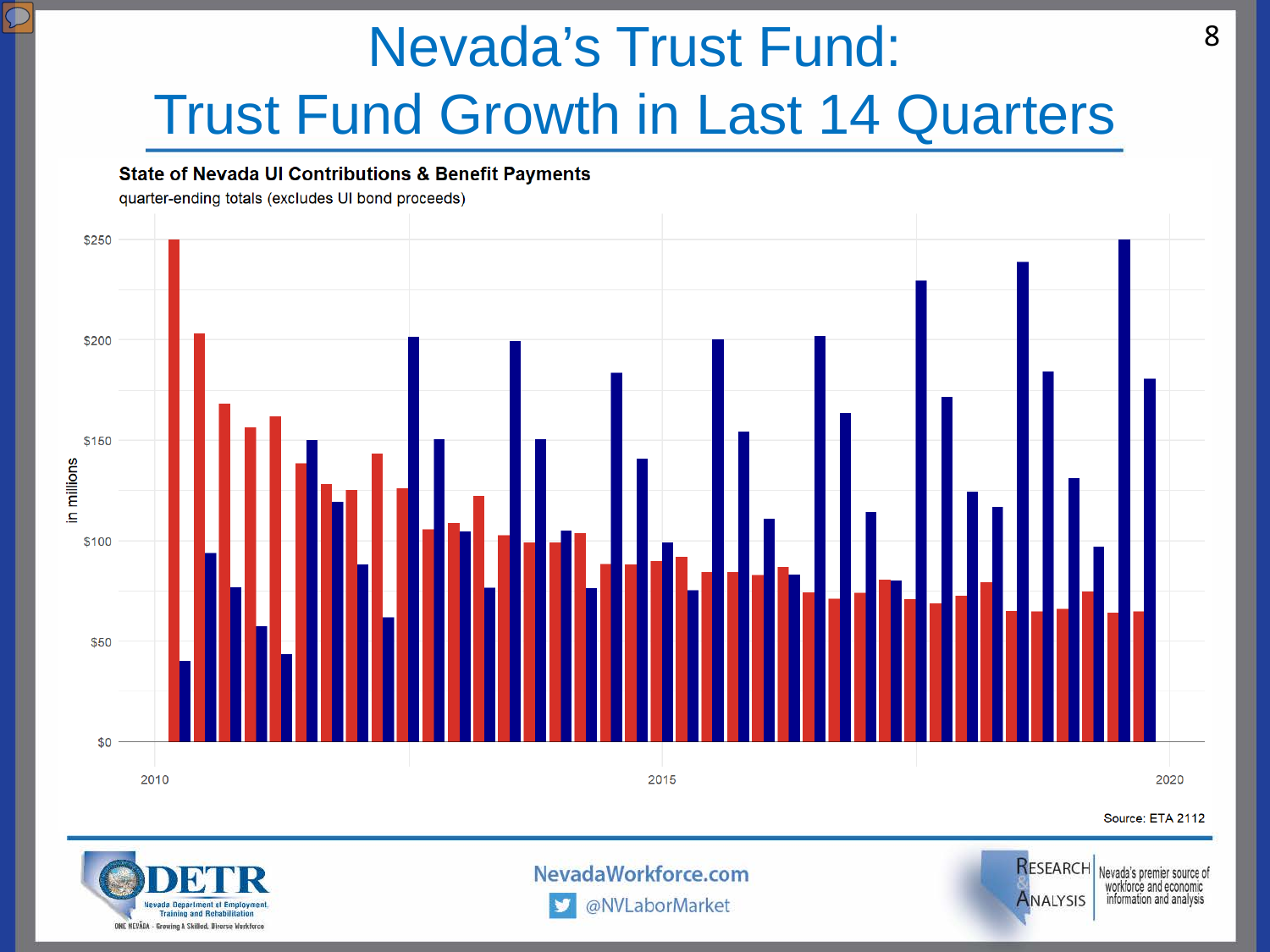# Nevada's Trust Fund:

## Trust Fund Growth in Last 14 Quarters

**State of Nevada UI Contributions & Benefit Payments**

quarter-ending totals (excludes UI bond proceeds)

$250

$200

$150

$100

$50

$0

in millions

2010 2015 2020

Source: ETA 2112

DETR Nevada Department of Employment, Training and Rehabilitation

ONE NEVADA - Growing A Skilled, Diverse Workforce

NevadaWorkforce.com

@NVLaborMarket

Research & Analysis — Nevada's premier source of workforce and economic information and analysis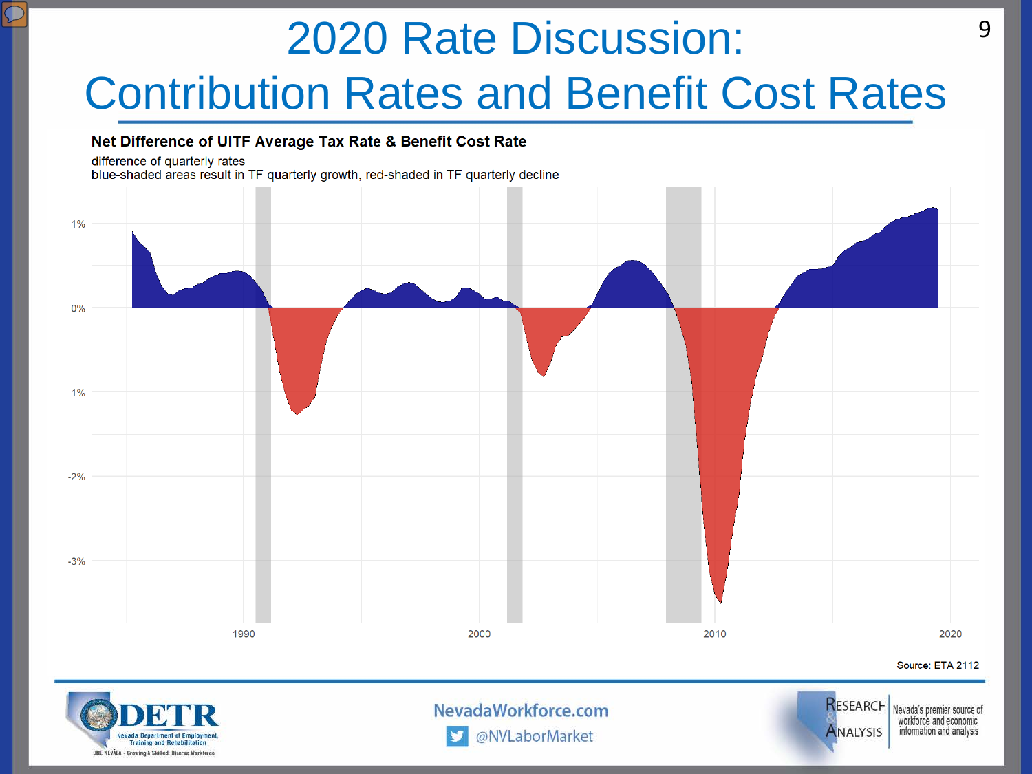# 2020 Rate Discussion: Contribution Rates and Benefit Cost Rates

**Net Difference of UITF Average Tax Rate & Benefit Cost Rate**

difference of quarterly rates
blue-shaded areas result in TF quarterly growth, red-shaded in TF quarterly decline

Source: ETA 2112

NevadaWorkforce.com

@NVLaborMarket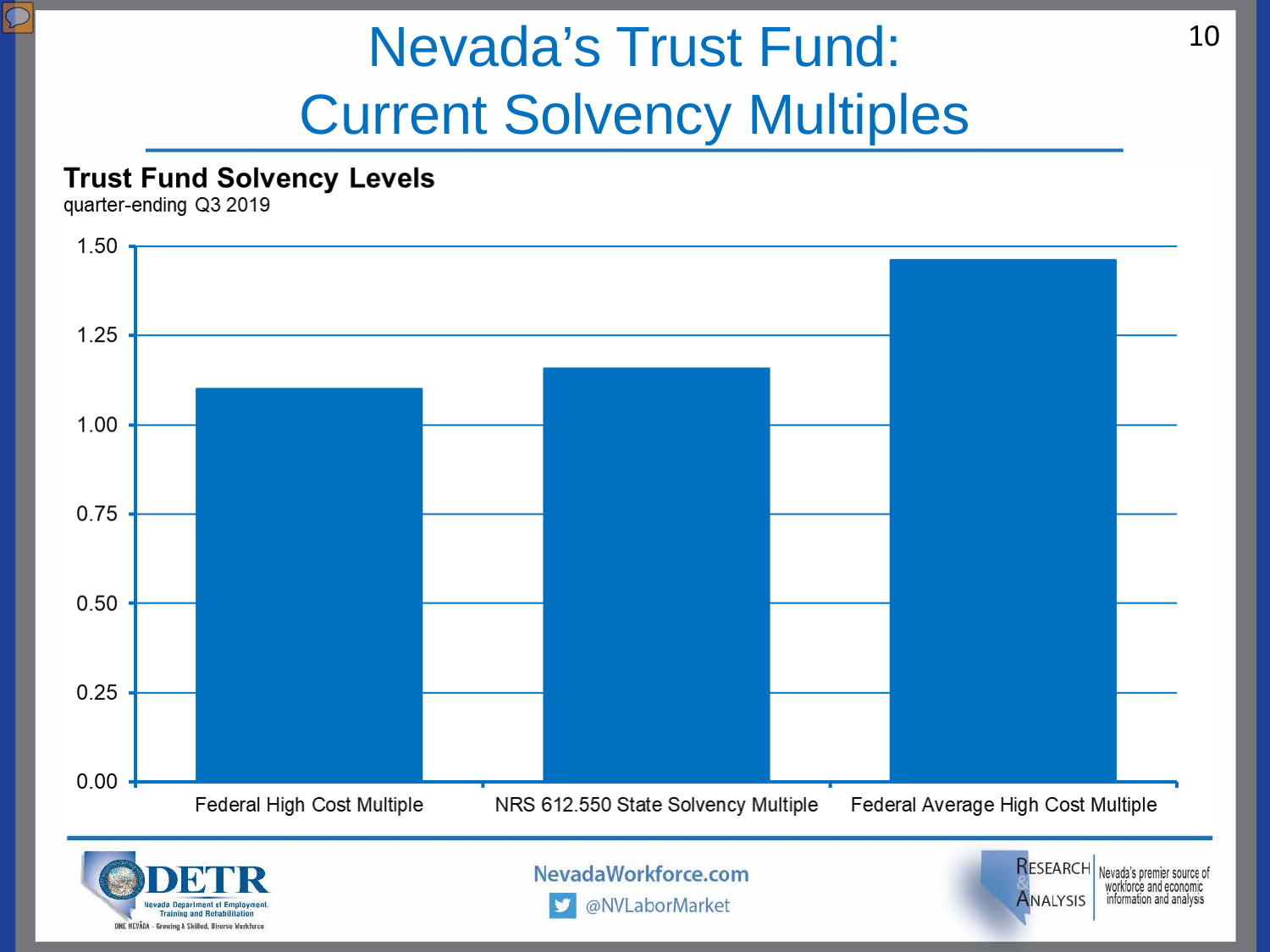# Nevada's Trust Fund: Current Solvency Multiples

**Trust Fund Solvency Levels**
quarter-ending Q3 2019

| | Value |
|---|---|
| Federal High Cost Multiple | ~1.10 |
| NRS 612.550 State Solvency Multiple | ~1.16 |
| Federal Average High Cost Multiple | ~1.46 |

NevadaWorkforce.com
@NVLaborMarket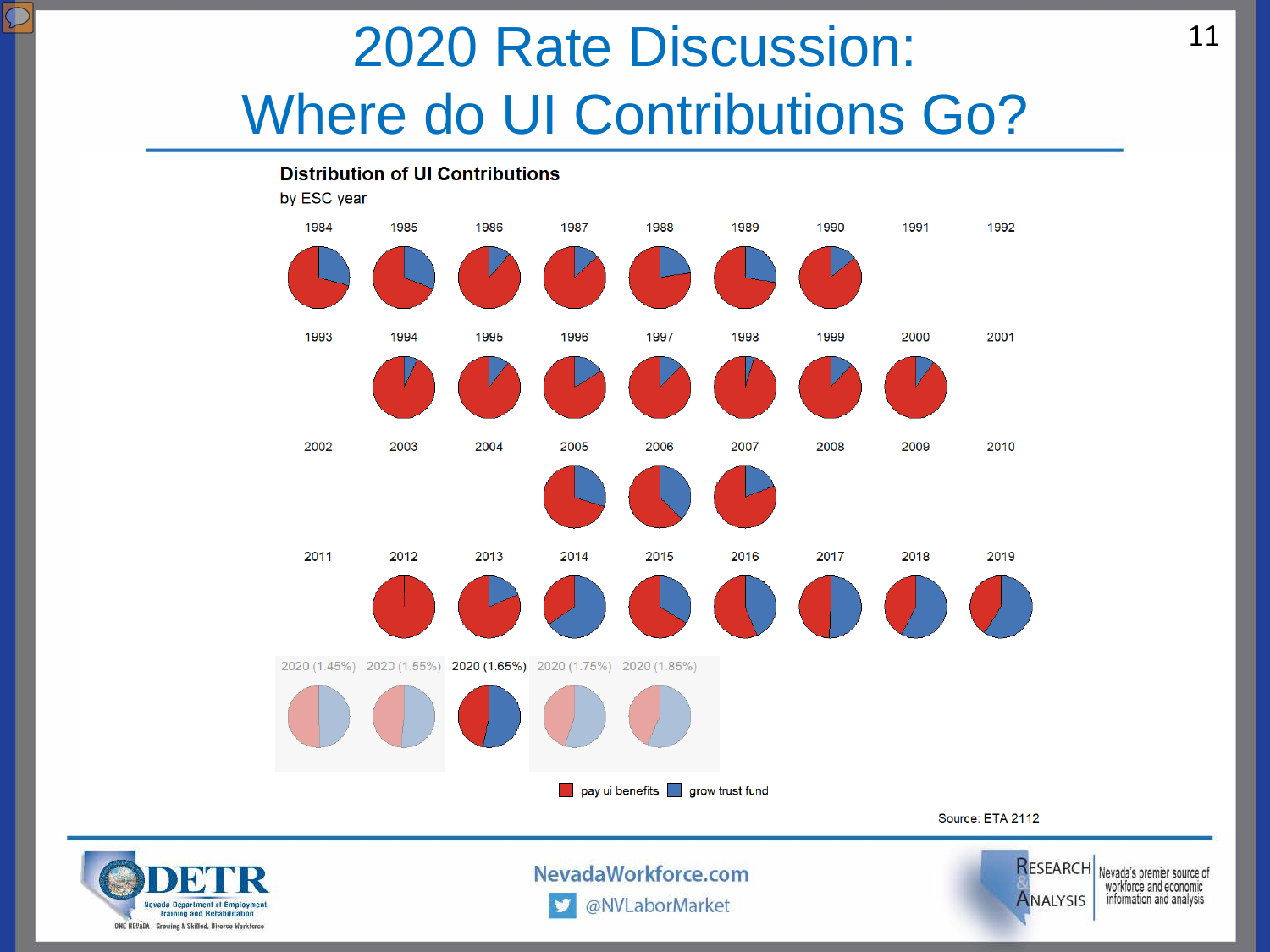# 2020 Rate Discussion: Where do UI Contributions Go?

**Distribution of UI Contributions**

by ESC year

1984 1985 1986 1987 1988 1989 1990 1991 1992

1993 1994 1995 1996 1997 1998 1999 2000 2001

2002 2003 2004 2005 2006 2007 2008 2009 2010

2011 2012 2013 2014 2015 2016 2017 2018 2019

2020 (1.45%) 2020 (1.55%) 2020 (1.65%) 2020 (1.75%) 2020 (1.85%)

pay ui benefits | grow trust fund

Source: ETA 2112

NevadaWorkforce.com

@NVLaborMarket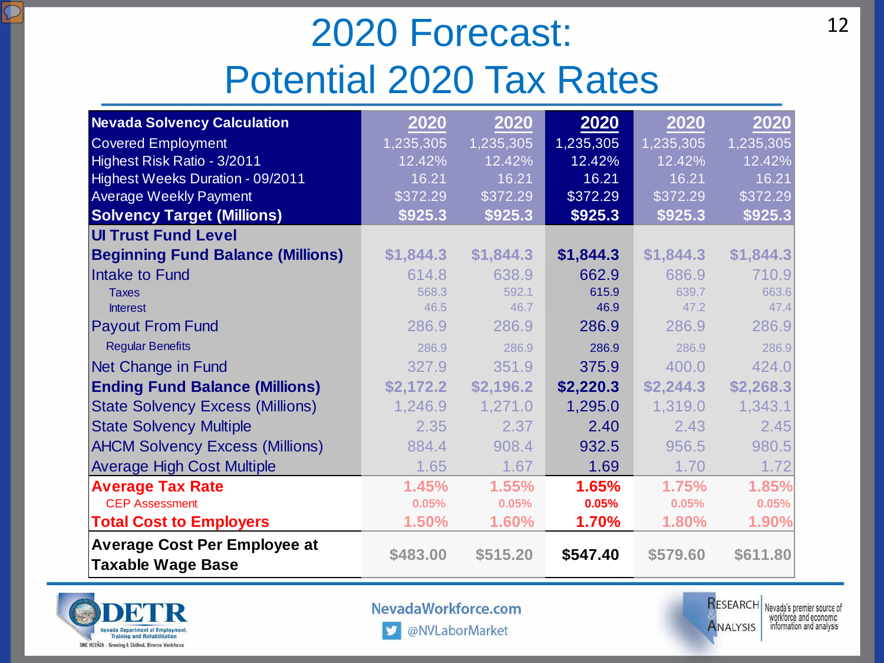# 2020 Forecast: Potential 2020 Tax Rates

| Nevada Solvency Calculation | 2020 | 2020 | 2020 | 2020 | 2020 |
|---|---|---|---|---|---|
| Covered Employment | 1,235,305 | 1,235,305 | 1,235,305 | 1,235,305 | 1,235,305 |
| Highest Risk Ratio - 3/2011 | 12.42% | 12.42% | 12.42% | 12.42% | 12.42% |
| Highest Weeks Duration - 09/2011 | 16.21 | 16.21 | 16.21 | 16.21 | 16.21 |
| Average Weekly Payment | $372.29 | $372.29 | $372.29 | $372.29 | $372.29 |
| **Solvency Target (Millions)** | **$925.3** | **$925.3** | **$925.3** | **$925.3** | **$925.3** |
| **UI Trust Fund Level** | | | | | |
| **Beginning Fund Balance (Millions)** | **$1,844.3** | **$1,844.3** | **$1,844.3** | **$1,844.3** | **$1,844.3** |
| Intake to Fund | 614.8 | 638.9 | 662.9 | 686.9 | 710.9 |
| Taxes | 568.3 | 592.1 | 615.9 | 639.7 | 663.6 |
| Interest | 46.5 | 46.7 | 46.9 | 47.2 | 47.4 |
| Payout From Fund | 286.9 | 286.9 | 286.9 | 286.9 | 286.9 |
| Regular Benefits | 286.9 | 286.9 | 286.9 | 286.9 | 286.9 |
| Net Change in Fund | 327.9 | 351.9 | 375.9 | 400.0 | 424.0 |
| **Ending Fund Balance (Millions)** | **$2,172.2** | **$2,196.2** | **$2,220.3** | **$2,244.3** | **$2,268.3** |
| State Solvency Excess (Millions) | 1,246.9 | 1,271.0 | 1,295.0 | 1,319.0 | 1,343.1 |
| State Solvency Multiple | 2.35 | 2.37 | 2.40 | 2.43 | 2.45 |
| AHCM Solvency Excess (Millions) | 884.4 | 908.4 | 932.5 | 956.5 | 980.5 |
| Average High Cost Multiple | 1.65 | 1.67 | 1.69 | 1.70 | 1.72 |
| **Average Tax Rate** | **1.45%** | **1.55%** | **1.65%** | **1.75%** | **1.85%** |
| CEP Assessment | 0.05% | 0.05% | 0.05% | 0.05% | 0.05% |
| **Total Cost to Employers** | **1.50%** | **1.60%** | **1.70%** | **1.80%** | **1.90%** |
| **Average Cost Per Employee at Taxable Wage Base** | **$483.00** | **$515.20** | **$547.40** | **$579.60** | **$611.80** |

DETR Nevada Department of Employment, Training and Rehabilitation — ONE NEVADA - Growing A Skilled, Diverse Workforce

NevadaWorkforce.com

@NVLaborMarket

RESEARCH & ANALYSIS — Nevada's premier source of workforce and economic information and analysis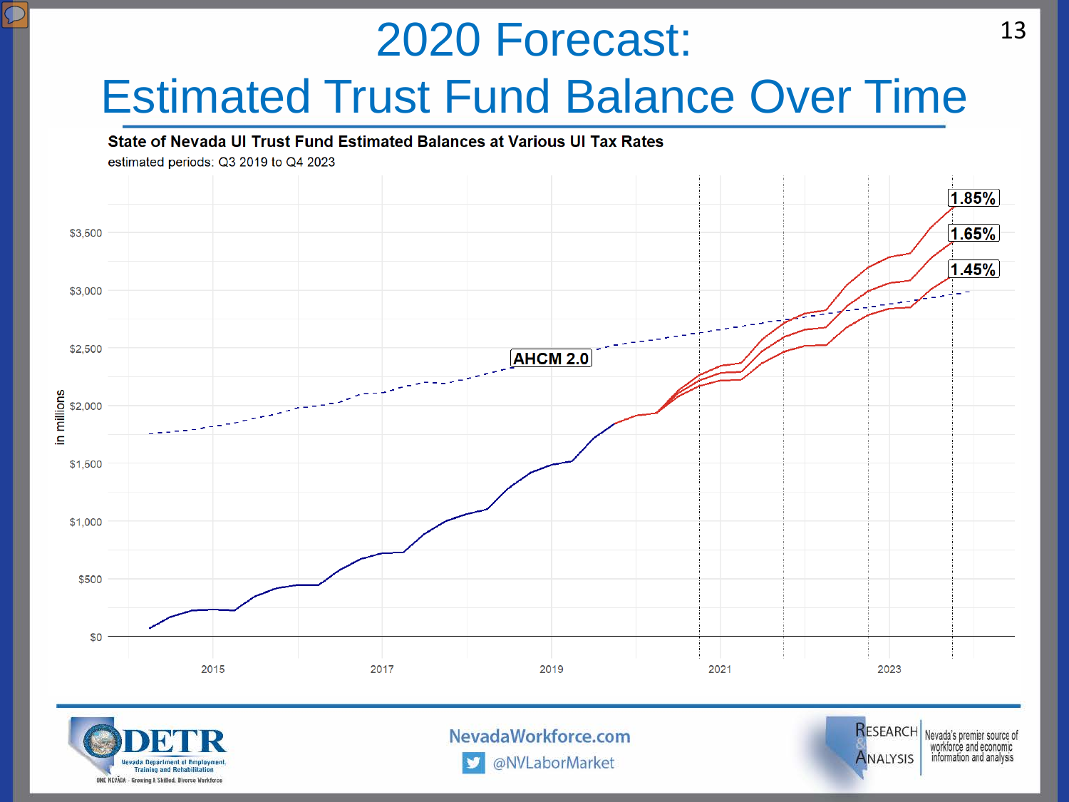# 2020 Forecast: Estimated Trust Fund Balance Over Time

**State of Nevada UI Trust Fund Estimated Balances at Various UI Tax Rates**

estimated periods: Q3 2019 to Q4 2023

AHCM 2.0

1.85%

1.65%

1.45%

in millions

$0, $500, $1,000, $1,500, $2,000, $2,500, $3,000, $3,500

2015, 2017, 2019, 2021, 2023

NevadaWorkforce.com

@NVLaborMarket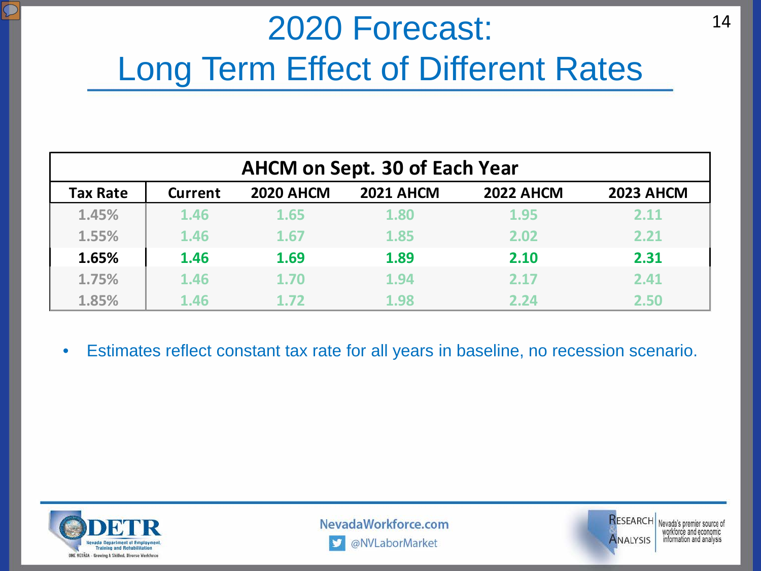# 2020 Forecast:

## Long Term Effect of Different Rates

| AHCM on Sept. 30 of Each Year | | | | | |
|---|---|---|---|---|---|
| **Tax Rate** | **Current** | **2020 AHCM** | **2021 AHCM** | **2022 AHCM** | **2023 AHCM** |
| 1.45% | 1.46 | 1.65 | 1.80 | 1.95 | 2.11 |
| 1.55% | 1.46 | 1.67 | 1.85 | 2.02 | 2.21 |
| **1.65%** | **1.46** | **1.69** | **1.89** | **2.10** | **2.31** |
| 1.75% | 1.46 | 1.70 | 1.94 | 2.17 | 2.41 |
| 1.85% | 1.46 | 1.72 | 1.98 | 2.24 | 2.50 |

- Estimates reflect constant tax rate for all years in baseline, no recession scenario.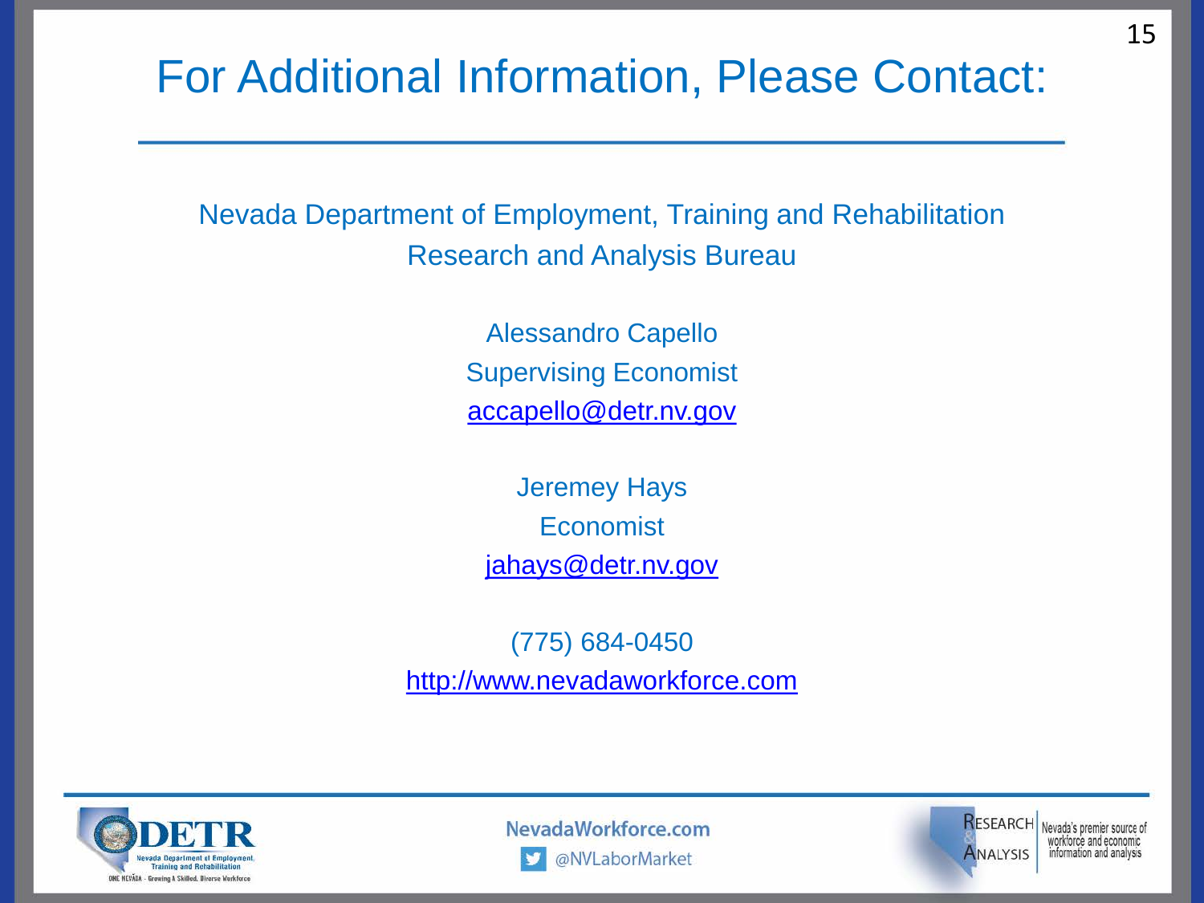# For Additional Information, Please Contact:

Nevada Department of Employment, Training and Rehabilitation
Research and Analysis Bureau

Alessandro Capello
Supervising Economist
accapello@detr.nv.gov

Jeremey Hays
Economist
jahays@detr.nv.gov

(775) 684-0450
http://www.nevadaworkforce.com

DETR
Nevada Department of Employment, Training and Rehabilitation
ONE NEVADA - Growing A Skilled, Diverse Workforce

NevadaWorkforce.com
@NVLaborMarket

Research & Analysis
Nevada's premier source of workforce and economic information and analysis